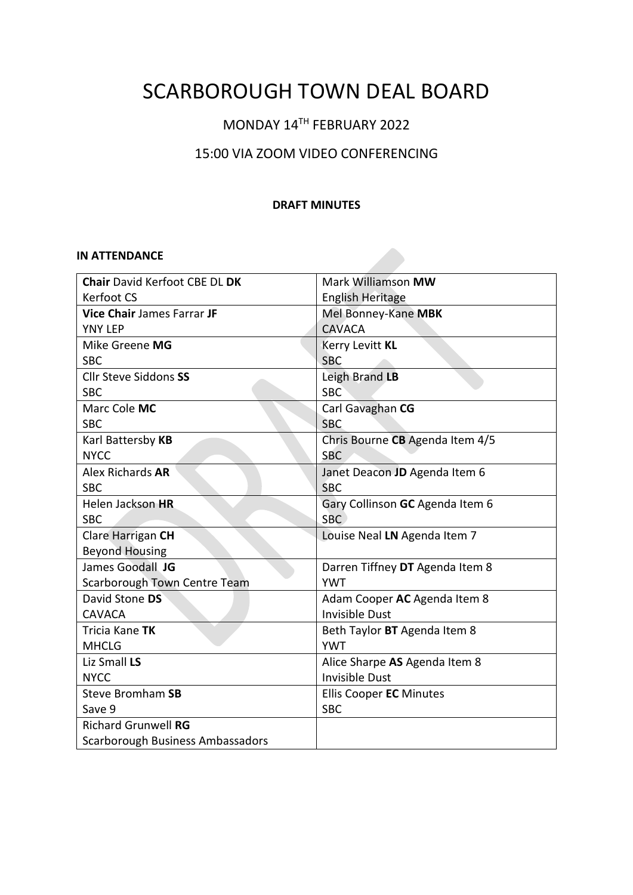# SCARBOROUGH TOWN DEAL BOARD

MONDAY 14TH FEBRUARY 2022

15:00 VIA ZOOM VIDEO CONFERENCING

**DRAFT MINUTES**

**IN ATTENDANCE**

| | |
|---|---|
| **Chair** David Kerfoot CBE DL **DK**<br>Kerfoot CS | Mark Williamson **MW**<br>English Heritage |
| **Vice Chair** James Farrar **JF**<br>YNY LEP | Mel Bonney-Kane **MBK**<br>CAVACA |
| Mike Greene **MG**<br>SBC | Kerry Levitt **KL**<br>SBC |
| Cllr Steve Siddons **SS**<br>SBC | Leigh Brand **LB**<br>SBC |
| Marc Cole **MC**<br>SBC | Carl Gavaghan **CG**<br>SBC |
| Karl Battersby **KB**<br>NYCC | Chris Bourne **CB** Agenda Item 4/5<br>SBC |
| Alex Richards **AR**<br>SBC | Janet Deacon **JD** Agenda Item 6<br>SBC |
| Helen Jackson **HR**<br>SBC | Gary Collinson **GC** Agenda Item 6<br>SBC |
| Clare Harrigan **CH**<br>Beyond Housing | Louise Neal **LN** Agenda Item 7 |
| James Goodall **JG**<br>Scarborough Town Centre Team | Darren Tiffney **DT** Agenda Item 8<br>YWT |
| David Stone **DS**<br>CAVACA | Adam Cooper **AC** Agenda Item 8<br>Invisible Dust |
| Tricia Kane **TK**<br>MHCLG | Beth Taylor **BT** Agenda Item 8<br>YWT |
| Liz Small **LS**<br>NYCC | Alice Sharpe **AS** Agenda Item 8<br>Invisible Dust |
| Steve Bromham **SB**<br>Save 9 | Ellis Cooper **EC** Minutes<br>SBC |
| Richard Grunwell **RG**<br>Scarborough Business Ambassadors | |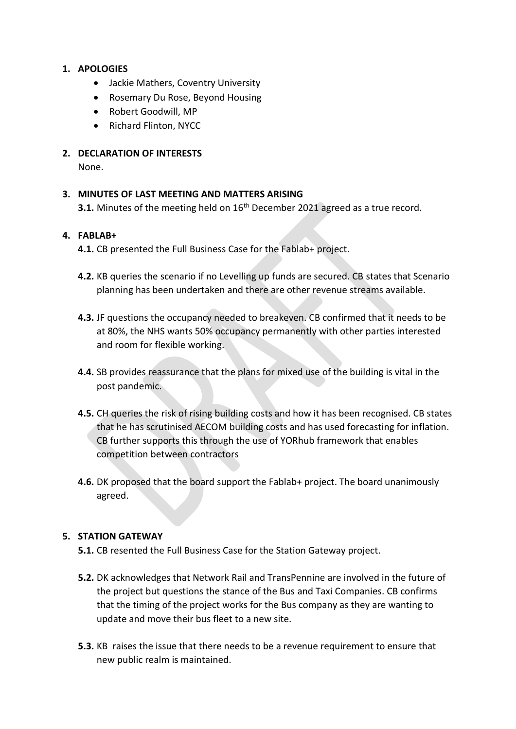1. **APOLOGIES**
   - Jackie Mathers, Coventry University
   - Rosemary Du Rose, Beyond Housing
   - Robert Goodwill, MP
   - Richard Flinton, NYCC

2. **DECLARATION OF INTERESTS**
   None.

3. **MINUTES OF LAST MEETING AND MATTERS ARISING**
   **3.1.** Minutes of the meeting held on 16th December 2021 agreed as a true record.

4. **FABLAB+**
   **4.1.** CB presented the Full Business Case for the Fablab+ project.

   **4.2.** KB queries the scenario if no Levelling up funds are secured. CB states that Scenario planning has been undertaken and there are other revenue streams available.

   **4.3.** JF questions the occupancy needed to breakeven. CB confirmed that it needs to be at 80%, the NHS wants 50% occupancy permanently with other parties interested and room for flexible working.

   **4.4.** SB provides reassurance that the plans for mixed use of the building is vital in the post pandemic.

   **4.5.** CH queries the risk of rising building costs and how it has been recognised. CB states that he has scrutinised AECOM building costs and has used forecasting for inflation. CB further supports this through the use of YORhub framework that enables competition between contractors

   **4.6.** DK proposed that the board support the Fablab+ project. The board unanimously agreed.

5. **STATION GATEWAY**
   **5.1.** CB resented the Full Business Case for the Station Gateway project.

   **5.2.** DK acknowledges that Network Rail and TransPennine are involved in the future of the project but questions the stance of the Bus and Taxi Companies. CB confirms that the timing of the project works for the Bus company as they are wanting to update and move their bus fleet to a new site.

   **5.3.** KB raises the issue that there needs to be a revenue requirement to ensure that new public realm is maintained.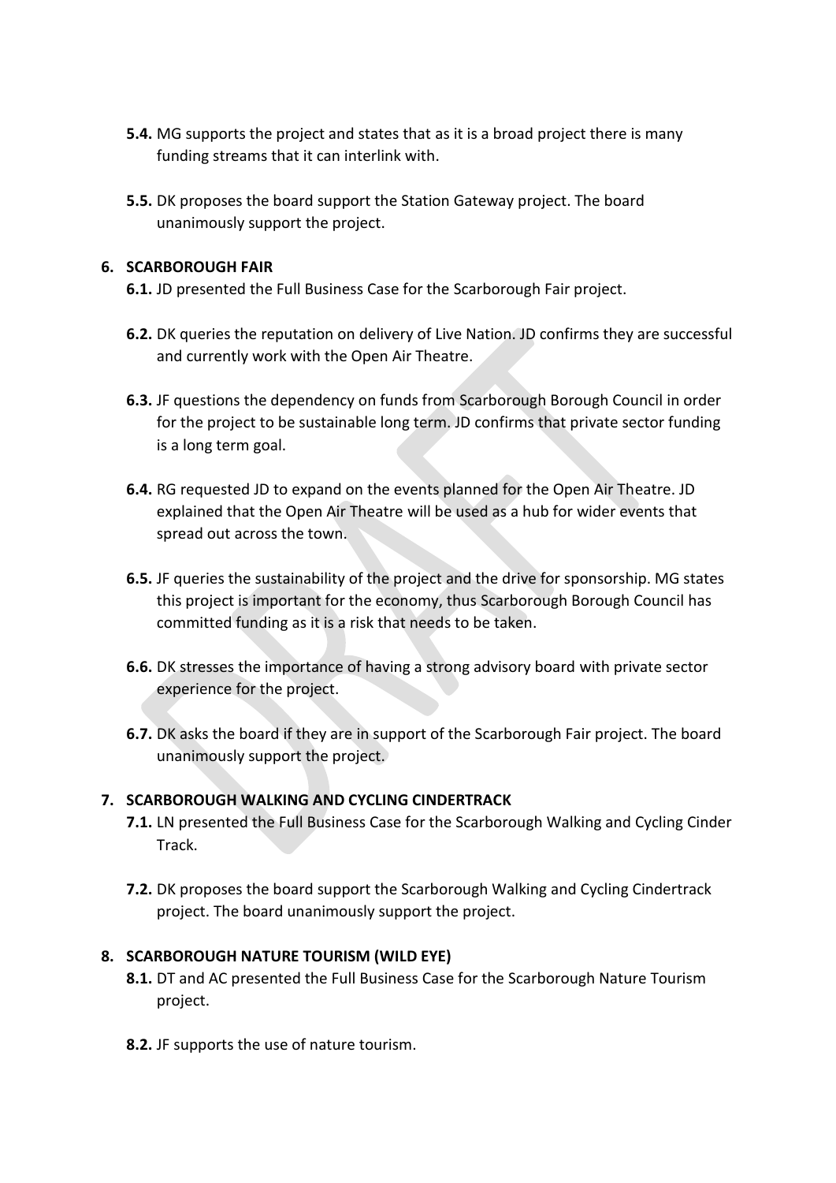**5.4.** MG supports the project and states that as it is a broad project there is many funding streams that it can interlink with.

**5.5.** DK proposes the board support the Station Gateway project. The board unanimously support the project.

## 6. SCARBOROUGH FAIR

**6.1.** JD presented the Full Business Case for the Scarborough Fair project.

**6.2.** DK queries the reputation on delivery of Live Nation. JD confirms they are successful and currently work with the Open Air Theatre.

**6.3.** JF questions the dependency on funds from Scarborough Borough Council in order for the project to be sustainable long term. JD confirms that private sector funding is a long term goal.

**6.4.** RG requested JD to expand on the events planned for the Open Air Theatre. JD explained that the Open Air Theatre will be used as a hub for wider events that spread out across the town.

**6.5.** JF queries the sustainability of the project and the drive for sponsorship. MG states this project is important for the economy, thus Scarborough Borough Council has committed funding as it is a risk that needs to be taken.

**6.6.** DK stresses the importance of having a strong advisory board with private sector experience for the project.

**6.7.** DK asks the board if they are in support of the Scarborough Fair project. The board unanimously support the project.

## 7. SCARBOROUGH WALKING AND CYCLING CINDERTRACK

**7.1.** LN presented the Full Business Case for the Scarborough Walking and Cycling Cinder Track.

**7.2.** DK proposes the board support the Scarborough Walking and Cycling Cindertrack project. The board unanimously support the project.

## 8. SCARBOROUGH NATURE TOURISM (WILD EYE)

**8.1.** DT and AC presented the Full Business Case for the Scarborough Nature Tourism project.

**8.2.** JF supports the use of nature tourism.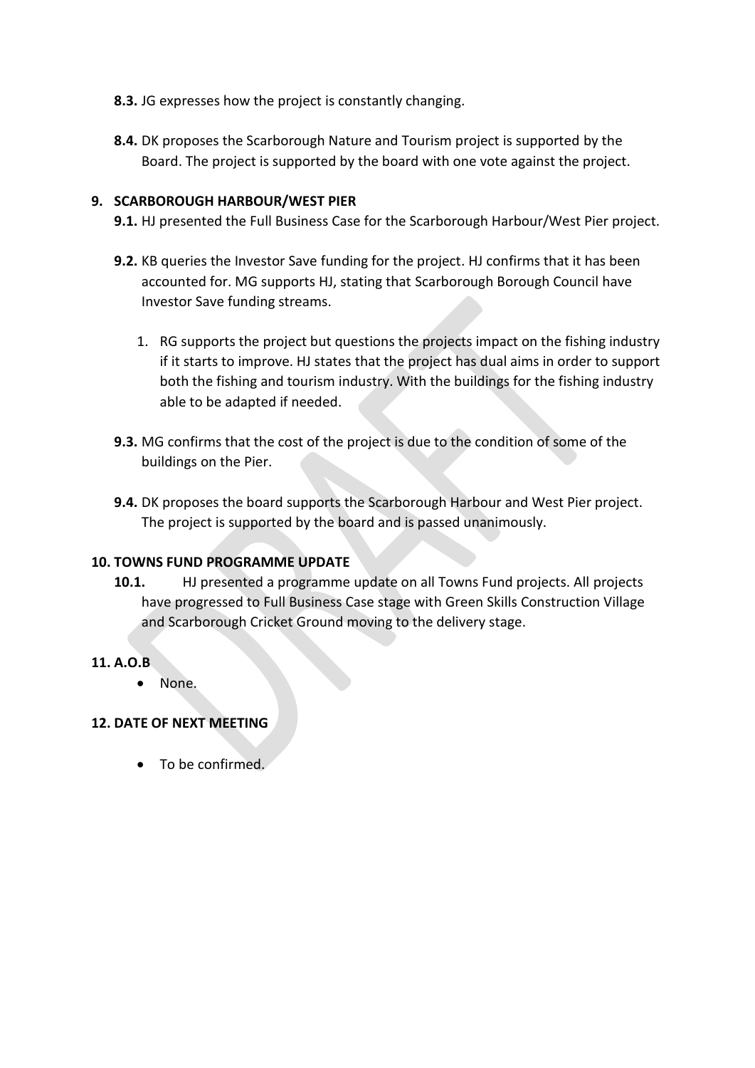**8.3.** JG expresses how the project is constantly changing.

**8.4.** DK proposes the Scarborough Nature and Tourism project is supported by the Board. The project is supported by the board with one vote against the project.

**9. SCARBOROUGH HARBOUR/WEST PIER**

**9.1.** HJ presented the Full Business Case for the Scarborough Harbour/West Pier project.

**9.2.** KB queries the Investor Save funding for the project. HJ confirms that it has been accounted for. MG supports HJ, stating that Scarborough Borough Council have Investor Save funding streams.

1. RG supports the project but questions the projects impact on the fishing industry if it starts to improve. HJ states that the project has dual aims in order to support both the fishing and tourism industry. With the buildings for the fishing industry able to be adapted if needed.

**9.3.** MG confirms that the cost of the project is due to the condition of some of the buildings on the Pier.

**9.4.** DK proposes the board supports the Scarborough Harbour and West Pier project. The project is supported by the board and is passed unanimously.

**10. TOWNS FUND PROGRAMME UPDATE**

**10.1.** HJ presented a programme update on all Towns Fund projects. All projects have progressed to Full Business Case stage with Green Skills Construction Village and Scarborough Cricket Ground moving to the delivery stage.

**11. A.O.B**

- None.

**12. DATE OF NEXT MEETING**

- To be confirmed.